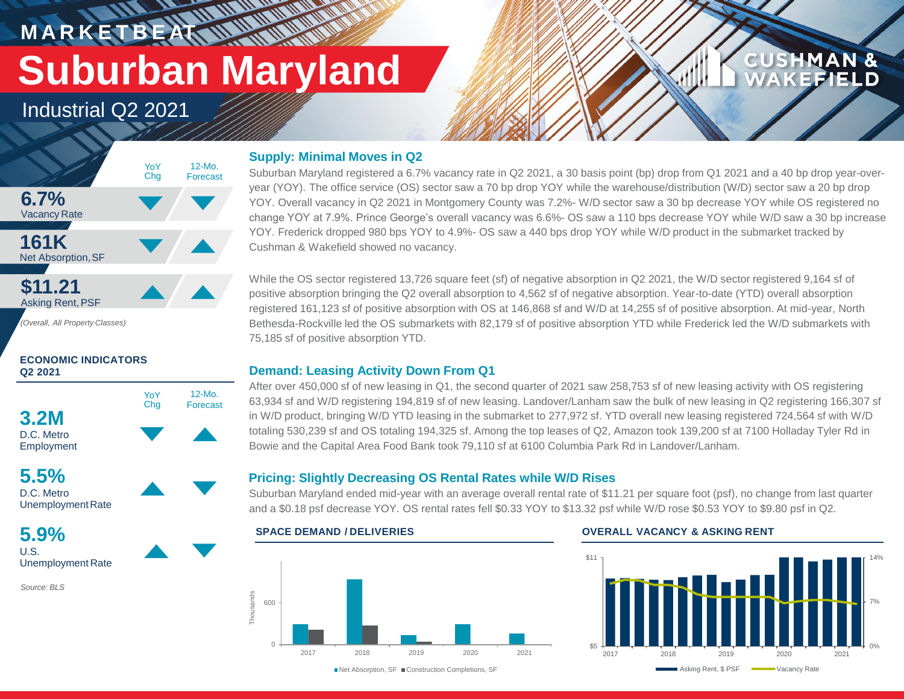# MARKETBEAT

# Suburban Maryland

## Industrial Q2 2021

| | YoY Chg | 12-Mo. Forecast |
|---|---|---|
| **6.7%** Vacancy Rate | ▼ | ▼ |
| **161K** Net Absorption, SF | ▼ | ▲ |
| **$11.21** Asking Rent, PSF | ▲ | ▲ |

*(Overall, All Property Classes)*

### ECONOMIC INDICATORS Q2 2021

| | YoY Chg | 12-Mo. Forecast |
|---|---|---|
| **3.2M** D.C. Metro Employment | ▼ | ▲ |
| **5.5%** D.C. Metro Unemployment Rate | ▲ | ▼ |
| **5.9%** U.S. Unemployment Rate | ▲ | ▼ |

*Source: BLS*

### Supply: Minimal Moves in Q2

Suburban Maryland registered a 6.7% vacancy rate in Q2 2021, a 30 basis point (bp) drop from Q1 2021 and a 40 bp drop year-over-year (YOY). The office service (OS) sector saw a 70 bp drop YOY while the warehouse/distribution (W/D) sector saw a 20 bp drop YOY. Overall vacancy in Q2 2021 in Montgomery County was 7.2%- W/D sector saw a 30 bp decrease YOY while OS registered no change YOY at 7.9%. Prince George's overall vacancy was 6.6%- OS saw a 110 bps decrease YOY while W/D saw a 30 bp increase YOY. Frederick dropped 980 bps YOY to 4.9%- OS saw a 440 bps drop YOY while W/D product in the submarket tracked by Cushman & Wakefield showed no vacancy.

While the OS sector registered 13,726 square feet (sf) of negative absorption in Q2 2021, the W/D sector registered 9,164 sf of positive absorption bringing the Q2 overall absorption to 4,562 sf of negative absorption. Year-to-date (YTD) overall absorption registered 161,123 sf of positive absorption with OS at 146,868 sf and W/D at 14,255 sf of positive absorption. At mid-year, North Bethesda-Rockville led the OS submarkets with 82,179 sf of positive absorption YTD while Frederick led the W/D submarkets with 75,185 sf of positive absorption YTD.

### Demand: Leasing Activity Down From Q1

After over 450,000 sf of new leasing in Q1, the second quarter of 2021 saw 258,753 sf of new leasing activity with OS registering 63,934 sf and W/D registering 194,819 sf of new leasing. Landover/Lanham saw the bulk of new leasing in Q2 registering 166,307 sf in W/D product, bringing W/D YTD leasing in the submarket to 277,972 sf. YTD overall new leasing registered 724,564 sf with W/D totaling 530,239 sf and OS totaling 194,325 sf. Among the top leases of Q2, Amazon took 139,200 sf at 7100 Holladay Tyler Rd in Bowie and the Capital Area Food Bank took 79,110 sf at 6100 Columbia Park Rd in Landover/Lanham.

### Pricing: Slightly Decreasing OS Rental Rates while W/D Rises

Suburban Maryland ended mid-year with an average overall rental rate of $11.21 per square foot (psf), no change from last quarter and a $0.18 psf decrease YOY. OS rental rates fell $0.33 YOY to $13.32 psf while W/D rose $0.53 YOY to $9.80 psf in Q2.

#### SPACE DEMAND / DELIVERIES

Net Absorption, SF; Construction Completions, SF (Thousands), 2017–2021

#### OVERALL VACANCY & ASKING RENT

Asking Rent, $ PSF; Vacancy Rate, 2017–2021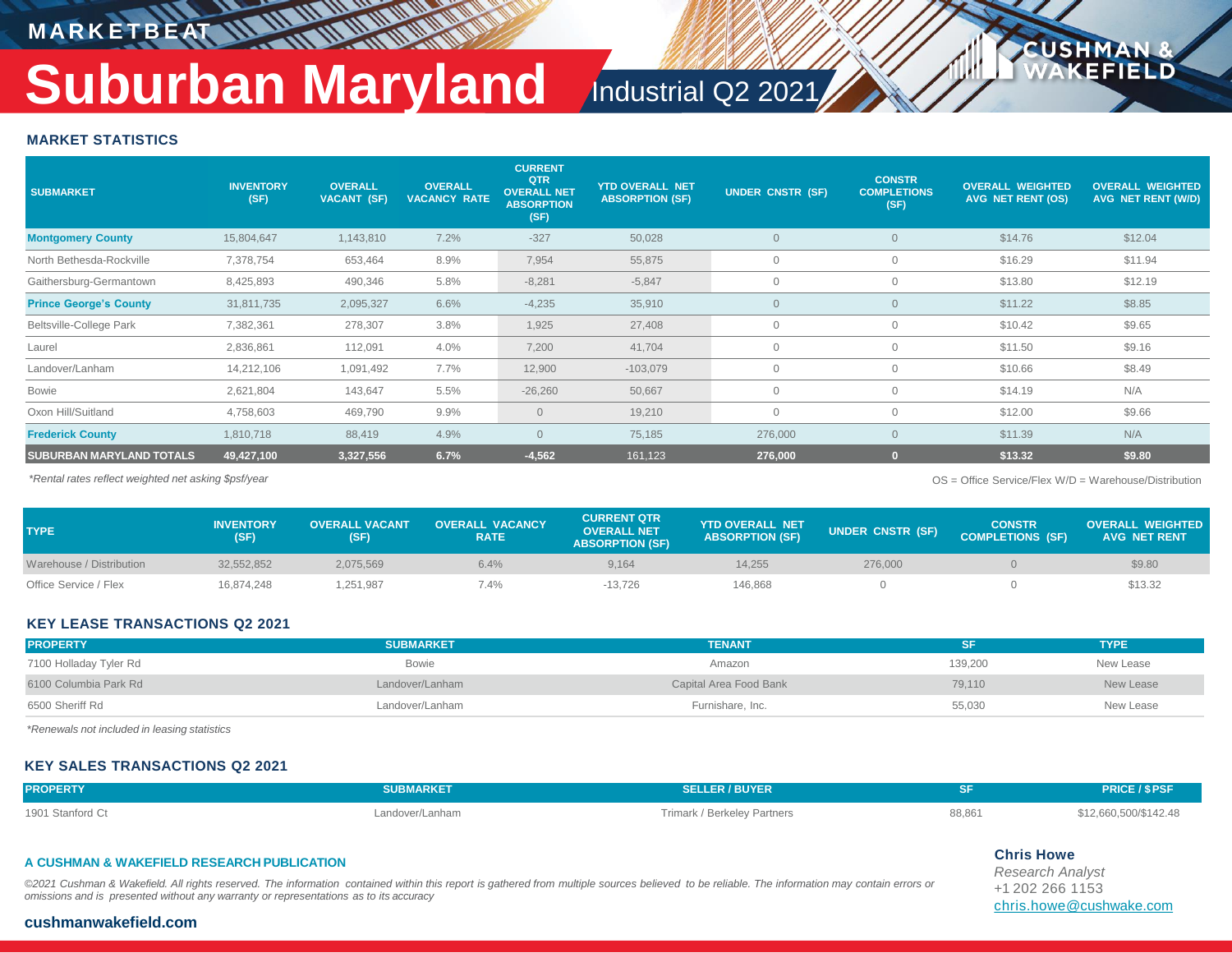MARKETBEAT

# Suburban Maryland

Industrial Q2 2021

## MARKET STATISTICS

| SUBMARKET | INVENTORY (SF) | OVERALL VACANT (SF) | OVERALL VACANCY RATE | CURRENT QTR OVERALL NET ABSORPTION (SF) | YTD OVERALL NET ABSORPTION (SF) | UNDER CNSTR (SF) | CONSTR COMPLETIONS (SF) | OVERALL WEIGHTED AVG NET RENT (OS) | OVERALL WEIGHTED AVG NET RENT (W/D) |
|---|---|---|---|---|---|---|---|---|---|
| **Montgomery County** | 15,804,647 | 1,143,810 | 7.2% | -327 | 50,028 | 0 | 0 | $14.76 | $12.04 |
| North Bethesda-Rockville | 7,378,754 | 653,464 | 8.9% | 7,954 | 55,875 | 0 | 0 | $16.29 | $11.94 |
| Gaithersburg-Germantown | 8,425,893 | 490,346 | 5.8% | -8,281 | -5,847 | 0 | 0 | $13.80 | $12.19 |
| **Prince George's County** | 31,811,735 | 2,095,327 | 6.6% | -4,235 | 35,910 | 0 | 0 | $11.22 | $8.85 |
| Beltsville-College Park | 7,382,361 | 278,307 | 3.8% | 1,925 | 27,408 | 0 | 0 | $10.42 | $9.65 |
| Laurel | 2,836,861 | 112,091 | 4.0% | 7,200 | 41,704 | 0 | 0 | $11.50 | $9.16 |
| Landover/Lanham | 14,212,106 | 1,091,492 | 7.7% | 12,900 | -103,079 | 0 | 0 | $10.66 | $8.49 |
| Bowie | 2,621,804 | 143,647 | 5.5% | -26,260 | 50,667 | 0 | 0 | $14.19 | N/A |
| Oxon Hill/Suitland | 4,758,603 | 469,790 | 9.9% | 0 | 19,210 | 0 | 0 | $12.00 | $9.66 |
| **Frederick County** | 1,810,718 | 88,419 | 4.9% | 0 | 75,185 | 276,000 | 0 | $11.39 | N/A |
| **SUBURBAN MARYLAND TOTALS** | **49,427,100** | **3,327,556** | **6.7%** | **-4,562** | 161,123 | **276,000** | **0** | **$13.32** | **$9.80** |

*Rental rates reflect weighted net asking $psf/year*

OS = Office Service/Flex W/D = Warehouse/Distribution

| TYPE | INVENTORY (SF) | OVERALL VACANT (SF) | OVERALL VACANCY RATE | CURRENT QTR OVERALL NET ABSORPTION (SF) | YTD OVERALL NET ABSORPTION (SF) | UNDER CNSTR (SF) | CONSTR COMPLETIONS (SF) | OVERALL WEIGHTED AVG NET RENT |
|---|---|---|---|---|---|---|---|---|
| Warehouse / Distribution | 32,552,852 | 2,075,569 | 6.4% | 9,164 | 14,255 | 276,000 | 0 | $9.80 |
| Office Service / Flex | 16,874,248 | 1,251,987 | 7.4% | -13,726 | 146,868 | 0 | 0 | $13.32 |

## KEY LEASE TRANSACTIONS Q2 2021

| PROPERTY | SUBMARKET | TENANT | SF | TYPE |
|---|---|---|---|---|
| 7100 Holladay Tyler Rd | Bowie | Amazon | 139,200 | New Lease |
| 6100 Columbia Park Rd | Landover/Lanham | Capital Area Food Bank | 79,110 | New Lease |
| 6500 Sheriff Rd | Landover/Lanham | Furnishare, Inc. | 55,030 | New Lease |

*Renewals not included in leasing statistics*

## KEY SALES TRANSACTIONS Q2 2021

| PROPERTY | SUBMARKET | SELLER / BUYER | SF | PRICE / $ PSF |
|---|---|---|---|---|
| 1901 Stanford Ct | Landover/Lanham | Trimark / Berkeley Partners | 88,861 | $12,660,500/$142.48 |

**A CUSHMAN & WAKEFIELD RESEARCH PUBLICATION**

*©2021 Cushman & Wakefield. All rights reserved. The information contained within this report is gathered from multiple sources believed to be reliable. The information may contain errors or omissions and is presented without any warranty or representations as to its accuracy*

**cushmanwakefield.com**

**Chris Howe**
*Research Analyst*
+1 202 266 1153
chris.howe@cushwake.com